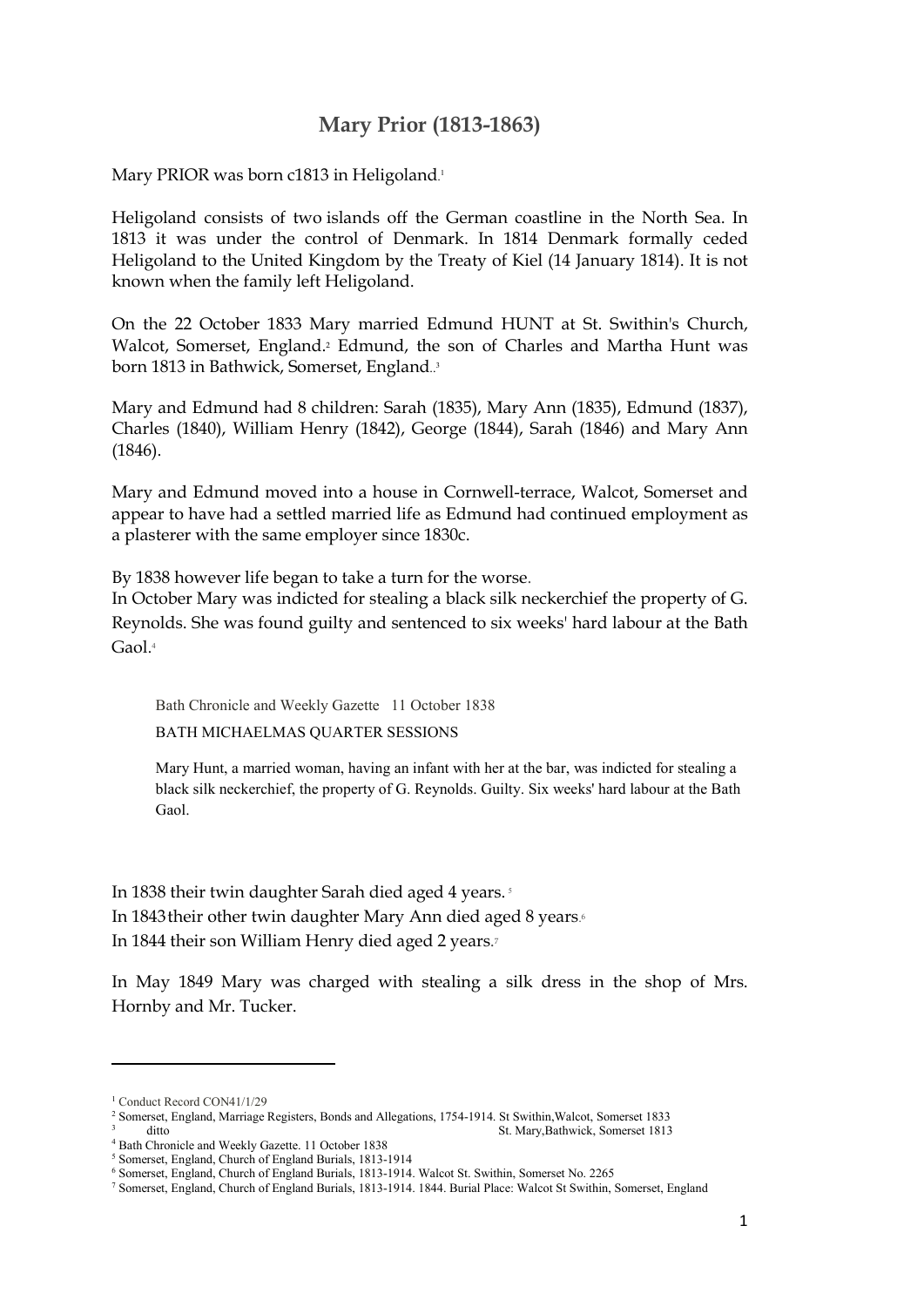# Mary Prior (1813-1863)

Mary PRIOR was born c1813 in Heligoland.[1]

Heligoland consists of two islands off the German coastline in the North Sea. In 1813 it was under the control of Denmark. In 1814 Denmark formally ceded Heligoland to the United Kingdom by the Treaty of Kiel (14 January 1814). It is not known when the family left Heligoland.

On the 22 October 1833 Mary married Edmund HUNT at St. Swithin's Church, Walcot, Somerset, England.[2] Edmund, the son of Charles and Martha Hunt was born 1813 in Bathwick, Somerset, England..[3]

Mary and Edmund had 8 children: Sarah (1835), Mary Ann (1835), Edmund (1837), Charles (1840), William Henry (1842), George (1844), Sarah (1846) and Mary Ann (1846).

Mary and Edmund moved into a house in Cornwell-terrace, Walcot, Somerset and appear to have had a settled married life as Edmund had continued employment as a plasterer with the same employer since 1830c.

By 1838 however life began to take a turn for the worse.
In October Mary was indicted for stealing a black silk neckerchief the property of G. Reynolds. She was found guilty and sentenced to six weeks' hard labour at the Bath Gaol.[4]

> Bath Chronicle and Weekly Gazette 11 October 1838
>
> BATH MICHAELMAS QUARTER SESSIONS
>
> Mary Hunt, a married woman, having an infant with her at the bar, was indicted for stealing a black silk neckerchief, the property of G. Reynolds. Guilty. Six weeks' hard labour at the Bath Gaol.

In 1838 their twin daughter Sarah died aged 4 years.[5]
In 1843 their other twin daughter Mary Ann died aged 8 years.[6]
In 1844 their son William Henry died aged 2 years.[7]

In May 1849 Mary was charged with stealing a silk dress in the shop of Mrs. Hornby and Mr. Tucker.

---

[1] Conduct Record CON41/1/29
[2] Somerset, England, Marriage Registers, Bonds and Allegations, 1754-1914. St Swithin,Walcot, Somerset 1833
[3] ditto St. Mary,Bathwick, Somerset 1813
[4] Bath Chronicle and Weekly Gazette. 11 October 1838
[5] Somerset, England, Church of England Burials, 1813-1914
[6] Somerset, England, Church of England Burials, 1813-1914. Walcot St. Swithin, Somerset No. 2265
[7] Somerset, England, Church of England Burials, 1813-1914. 1844. Burial Place: Walcot St Swithin, Somerset, England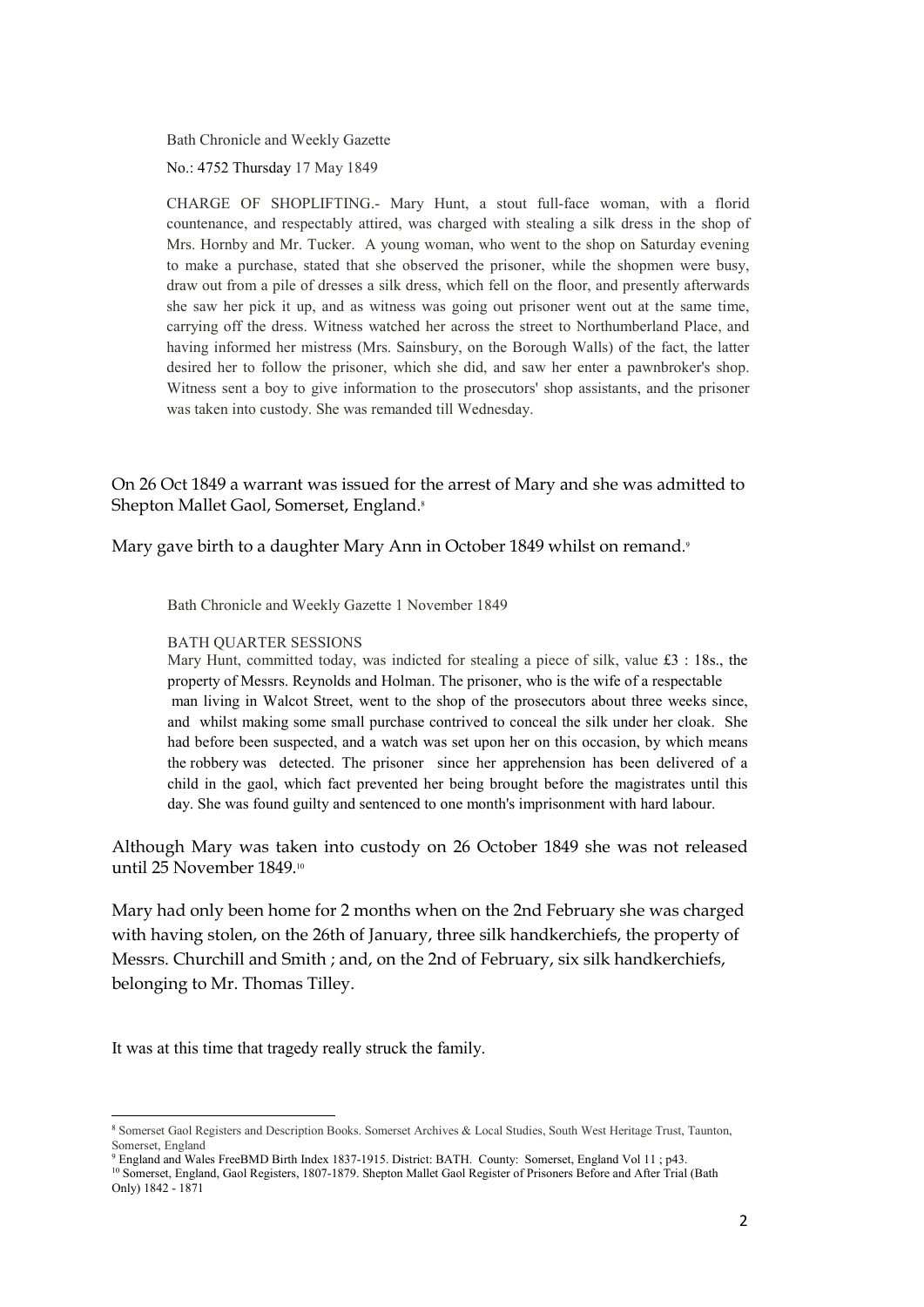Bath Chronicle and Weekly Gazette

No.: 4752 Thursday 17 May 1849

> CHARGE OF SHOPLIFTING.- Mary Hunt, a stout full-face woman, with a florid countenance, and respectably attired, was charged with stealing a silk dress in the shop of Mrs. Hornby and Mr. Tucker. A young woman, who went to the shop on Saturday evening to make a purchase, stated that she observed the prisoner, while the shopmen were busy, draw out from a pile of dresses a silk dress, which fell on the floor, and presently afterwards she saw her pick it up, and as witness was going out prisoner went out at the same time, carrying off the dress. Witness watched her across the street to Northumberland Place, and having informed her mistress (Mrs. Sainsbury, on the Borough Walls) of the fact, the latter desired her to follow the prisoner, which she did, and saw her enter a pawnbroker's shop. Witness sent a boy to give information to the prosecutors' shop assistants, and the prisoner was taken into custody. She was remanded till Wednesday.

On 26 Oct 1849 a warrant was issued for the arrest of Mary and she was admitted to Shepton Mallet Gaol, Somerset, England.[8]

Mary gave birth to a daughter Mary Ann in October 1849 whilst on remand.[9]

Bath Chronicle and Weekly Gazette 1 November 1849

> BATH QUARTER SESSIONS
>
> Mary Hunt, committed today, was indicted for stealing a piece of silk, value £3 : 18s., the property of Messrs. Reynolds and Holman. The prisoner, who is the wife of a respectable man living in Walcot Street, went to the shop of the prosecutors about three weeks since, and whilst making some small purchase contrived to conceal the silk under her cloak. She had before been suspected, and a watch was set upon her on this occasion, by which means the robbery was detected. The prisoner since her apprehension has been delivered of a child in the gaol, which fact prevented her being brought before the magistrates until this day. She was found guilty and sentenced to one month's imprisonment with hard labour.

Although Mary was taken into custody on 26 October 1849 she was not released until 25 November 1849.[10]

Mary had only been home for 2 months when on the 2nd February she was charged with having stolen, on the 26th of January, three silk handkerchiefs, the property of Messrs. Churchill and Smith ; and, on the 2nd of February, six silk handkerchiefs, belonging to Mr. Thomas Tilley.

It was at this time that tragedy really struck the family.

---

[8] Somerset Gaol Registers and Description Books. Somerset Archives & Local Studies, South West Heritage Trust, Taunton, Somerset, England

[9] England and Wales FreeBMD Birth Index 1837-1915. District: BATH. County: Somerset, England Vol 11 ; p43.

[10] Somerset, England, Gaol Registers, 1807-1879. Shepton Mallet Gaol Register of Prisoners Before and After Trial (Bath Only) 1842 - 1871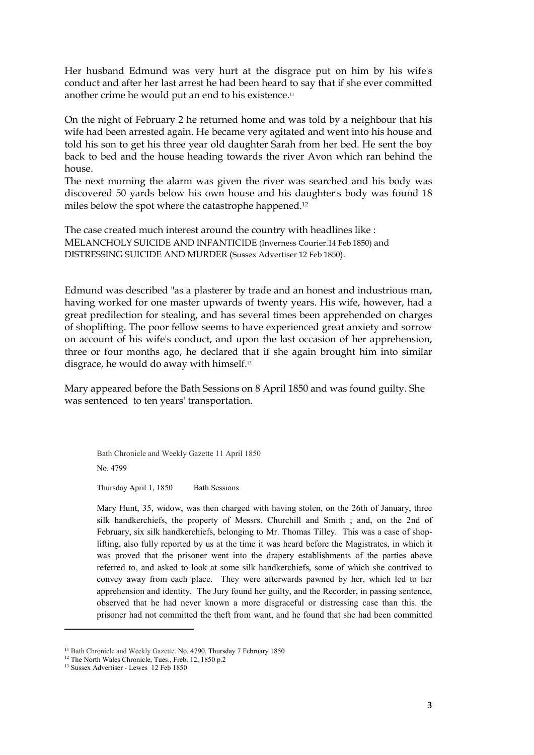Her husband Edmund was very hurt at the disgrace put on him by his wife's conduct and after her last arrest he had been heard to say that if she ever committed another crime he would put an end to his existence.[11]

On the night of February 2 he returned home and was told by a neighbour that his wife had been arrested again. He became very agitated and went into his house and told his son to get his three year old daughter Sarah from her bed. He sent the boy back to bed and the house heading towards the river Avon which ran behind the house.

The next morning the alarm was given the river was searched and his body was discovered 50 yards below his own house and his daughter's body was found 18 miles below the spot where the catastrophe happened.[12]

The case created much interest around the country with headlines like :
MELANCHOLY SUICIDE AND INFANTICIDE (Inverness Courier.14 Feb 1850) and DISTRESSING SUICIDE AND MURDER (Sussex Advertiser 12 Feb 1850).

Edmund was described "as a plasterer by trade and an honest and industrious man, having worked for one master upwards of twenty years. His wife, however, had a great predilection for stealing, and has several times been apprehended on charges of shoplifting. The poor fellow seems to have experienced great anxiety and sorrow on account of his wife's conduct, and upon the last occasion of her apprehension, three or four months ago, he declared that if she again brought him into similar disgrace, he would do away with himself.[13]

Mary appeared before the Bath Sessions on 8 April 1850 and was found guilty. She was sentenced to ten years' transportation.

> Bath Chronicle and Weekly Gazette 11 April 1850
>
> No. 4799
>
> Thursday April 1, 1850 Bath Sessions
>
> Mary Hunt, 35, widow, was then charged with having stolen, on the 26th of January, three silk handkerchiefs, the property of Messrs. Churchill and Smith ; and, on the 2nd of February, six silk handkerchiefs, belonging to Mr. Thomas Tilley. This was a case of shop-lifting, also fully reported by us at the time it was heard before the Magistrates, in which it was proved that the prisoner went into the drapery establishments of the parties above referred to, and asked to look at some silk handkerchiefs, some of which she contrived to convey away from each place. They were afterwards pawned by her, which led to her apprehension and identity. The Jury found her guilty, and the Recorder, in passing sentence, observed that he had never known a more disgraceful or distressing case than this. the prisoner had not committed the theft from want, and he found that she had been committed

---

[11] Bath Chronicle and Weekly Gazette. No. 4790. Thursday 7 February 1850

[12] The North Wales Chronicle, Tues., Freb. 12, 1850 p.2

[13] Sussex Advertiser - Lewes 12 Feb 1850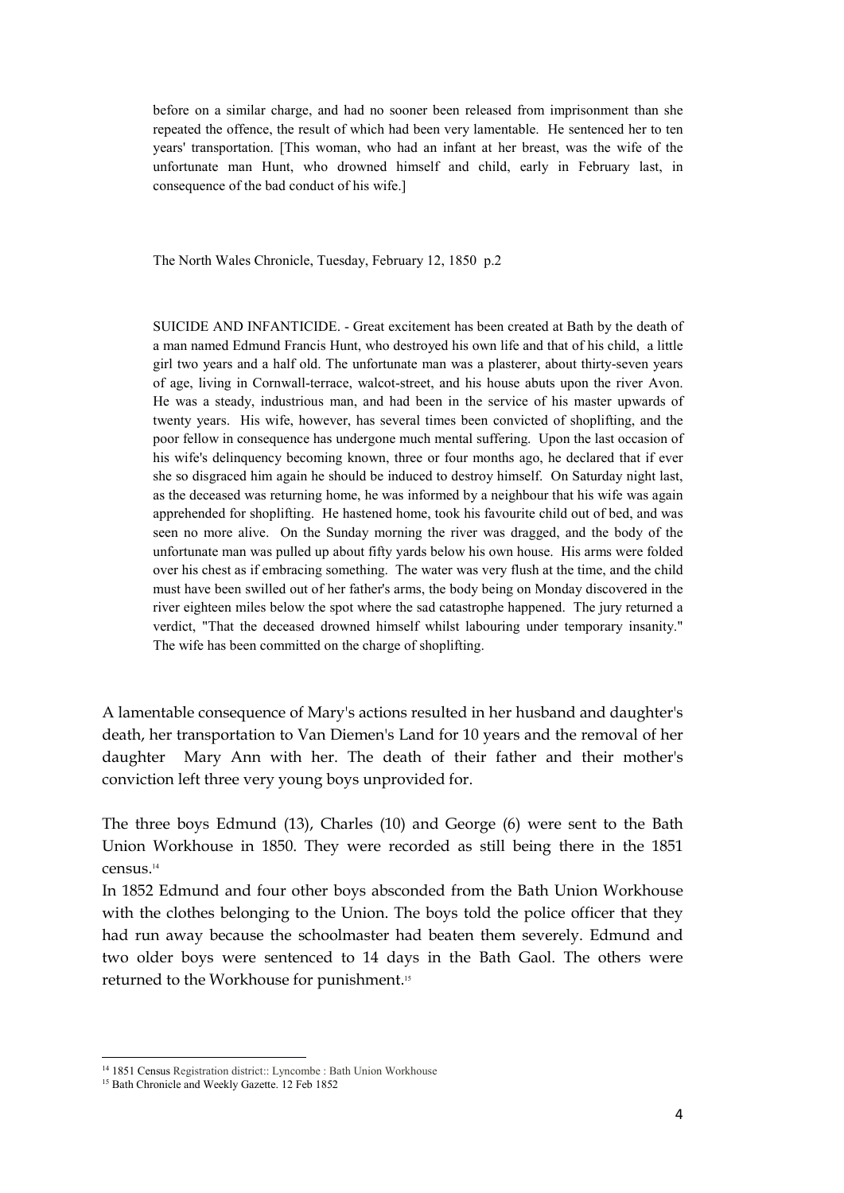> before on a similar charge, and had no sooner been released from imprisonment than she repeated the offence, the result of which had been very lamentable. He sentenced her to ten years' transportation. [This woman, who had an infant at her breast, was the wife of the unfortunate man Hunt, who drowned himself and child, early in February last, in consequence of the bad conduct of his wife.]

> The North Wales Chronicle, Tuesday, February 12, 1850 p.2

> SUICIDE AND INFANTICIDE. - Great excitement has been created at Bath by the death of a man named Edmund Francis Hunt, who destroyed his own life and that of his child, a little girl two years and a half old. The unfortunate man was a plasterer, about thirty-seven years of age, living in Cornwall-terrace, walcot-street, and his house abuts upon the river Avon. He was a steady, industrious man, and had been in the service of his master upwards of twenty years. His wife, however, has several times been convicted of shoplifting, and the poor fellow in consequence has undergone much mental suffering. Upon the last occasion of his wife's delinquency becoming known, three or four months ago, he declared that if ever she so disgraced him again he should be induced to destroy himself. On Saturday night last, as the deceased was returning home, he was informed by a neighbour that his wife was again apprehended for shoplifting. He hastened home, took his favourite child out of bed, and was seen no more alive. On the Sunday morning the river was dragged, and the body of the unfortunate man was pulled up about fifty yards below his own house. His arms were folded over his chest as if embracing something. The water was very flush at the time, and the child must have been swilled out of her father's arms, the body being on Monday discovered in the river eighteen miles below the spot where the sad catastrophe happened. The jury returned a verdict, "That the deceased drowned himself whilst labouring under temporary insanity." The wife has been committed on the charge of shoplifting.

A lamentable consequence of Mary's actions resulted in her husband and daughter's death, her transportation to Van Diemen's Land for 10 years and the removal of her daughter Mary Ann with her. The death of their father and their mother's conviction left three very young boys unprovided for.

The three boys Edmund (13), Charles (10) and George (6) were sent to the Bath Union Workhouse in 1850. They were recorded as still being there in the 1851 census.[14]

In 1852 Edmund and four other boys absconded from the Bath Union Workhouse with the clothes belonging to the Union. The boys told the police officer that they had run away because the schoolmaster had beaten them severely. Edmund and two older boys were sentenced to 14 days in the Bath Gaol. The others were returned to the Workhouse for punishment.[15]

---

[14] 1851 Census Registration district:: Lyncombe : Bath Union Workhouse

[15] Bath Chronicle and Weekly Gazette. 12 Feb 1852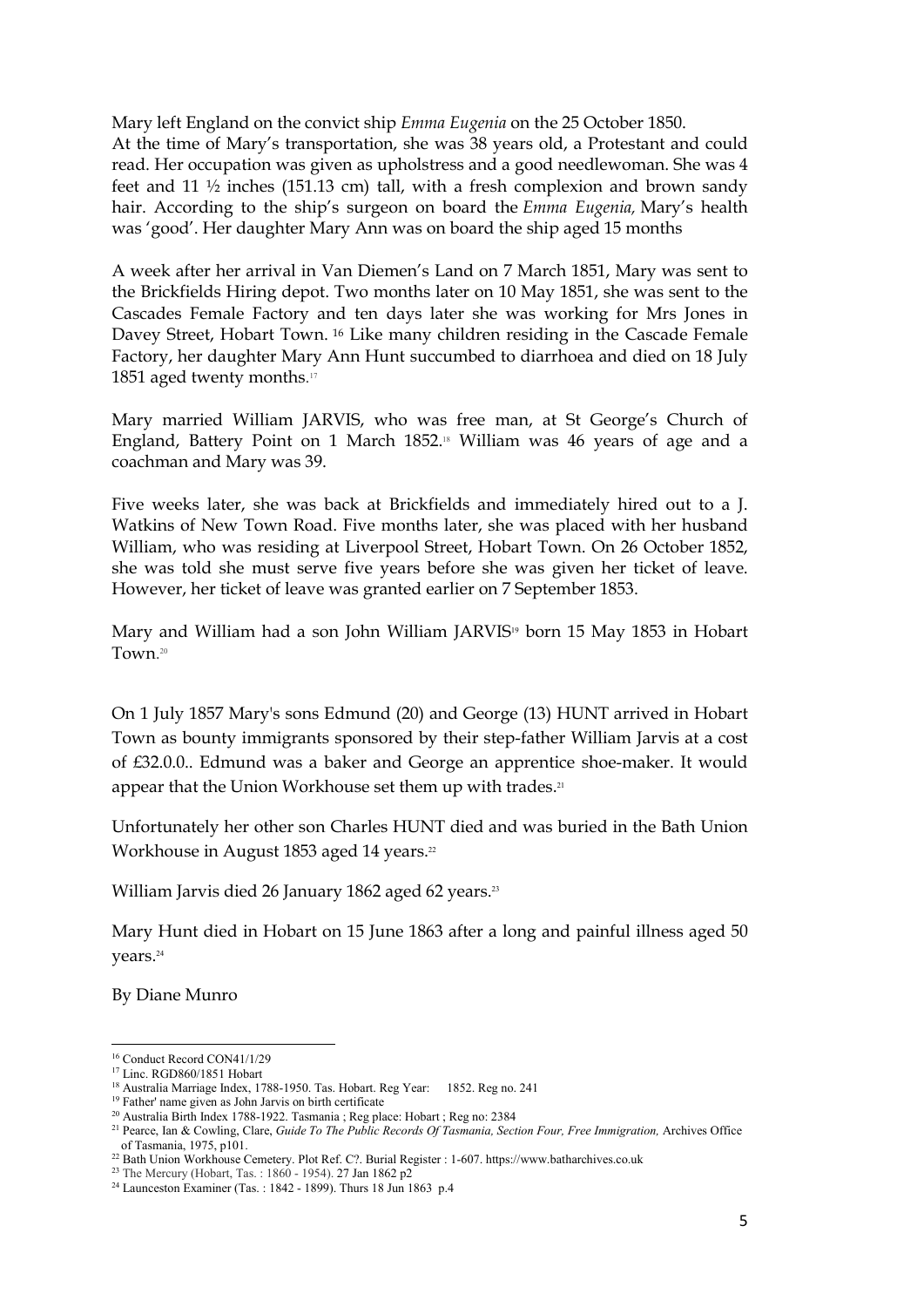Mary left England on the convict ship *Emma Eugenia* on the 25 October 1850.
At the time of Mary's transportation, she was 38 years old, a Protestant and could read. Her occupation was given as upholstress and a good needlewoman. She was 4 feet and 11 ½ inches (151.13 cm) tall, with a fresh complexion and brown sandy hair. According to the ship's surgeon on board the *Emma Eugenia,* Mary's health was 'good'. Her daughter Mary Ann was on board the ship aged 15 months

A week after her arrival in Van Diemen's Land on 7 March 1851, Mary was sent to the Brickfields Hiring depot. Two months later on 10 May 1851, she was sent to the Cascades Female Factory and ten days later she was working for Mrs Jones in Davey Street, Hobart Town. [16] Like many children residing in the Cascade Female Factory, her daughter Mary Ann Hunt succumbed to diarrhoea and died on 18 July 1851 aged twenty months.[17]

Mary married William JARVIS, who was free man, at St George's Church of England, Battery Point on 1 March 1852.[18] William was 46 years of age and a coachman and Mary was 39.

Five weeks later, she was back at Brickfields and immediately hired out to a J. Watkins of New Town Road. Five months later, she was placed with her husband William, who was residing at Liverpool Street, Hobart Town. On 26 October 1852, she was told she must serve five years before she was given her ticket of leave. However, her ticket of leave was granted earlier on 7 September 1853.

Mary and William had a son John William JARVIS[19] born 15 May 1853 in Hobart Town.[20]

On 1 July 1857 Mary's sons Edmund (20) and George (13) HUNT arrived in Hobart Town as bounty immigrants sponsored by their step-father William Jarvis at a cost of £32.0.0.. Edmund was a baker and George an apprentice shoe-maker. It would appear that the Union Workhouse set them up with trades.[21]

Unfortunately her other son Charles HUNT died and was buried in the Bath Union Workhouse in August 1853 aged 14 years.[22]

William Jarvis died 26 January 1862 aged 62 years.[23]

Mary Hunt died in Hobart on 15 June 1863 after a long and painful illness aged 50 years.[24]

By Diane Munro

---

[16] Conduct Record CON41/1/29

[17] Linc. RGD860/1851 Hobart

[18] Australia Marriage Index, 1788-1950. Tas. Hobart. Reg Year: 1852. Reg no. 241

[19] Father' name given as John Jarvis on birth certificate

[20] Australia Birth Index 1788-1922. Tasmania ; Reg place: Hobart ; Reg no: 2384

[21] Pearce, Ian & Cowling, Clare, *Guide To The Public Records Of Tasmania, Section Four, Free Immigration,* Archives Office of Tasmania, 1975, p101.

[22] Bath Union Workhouse Cemetery. Plot Ref. C?. Burial Register : 1-607. https://www.batharchives.co.uk

[23] The Mercury (Hobart, Tas. : 1860 - 1954). 27 Jan 1862 p2

[24] Launceston Examiner (Tas. : 1842 - 1899). Thurs 18 Jun 1863 p.4